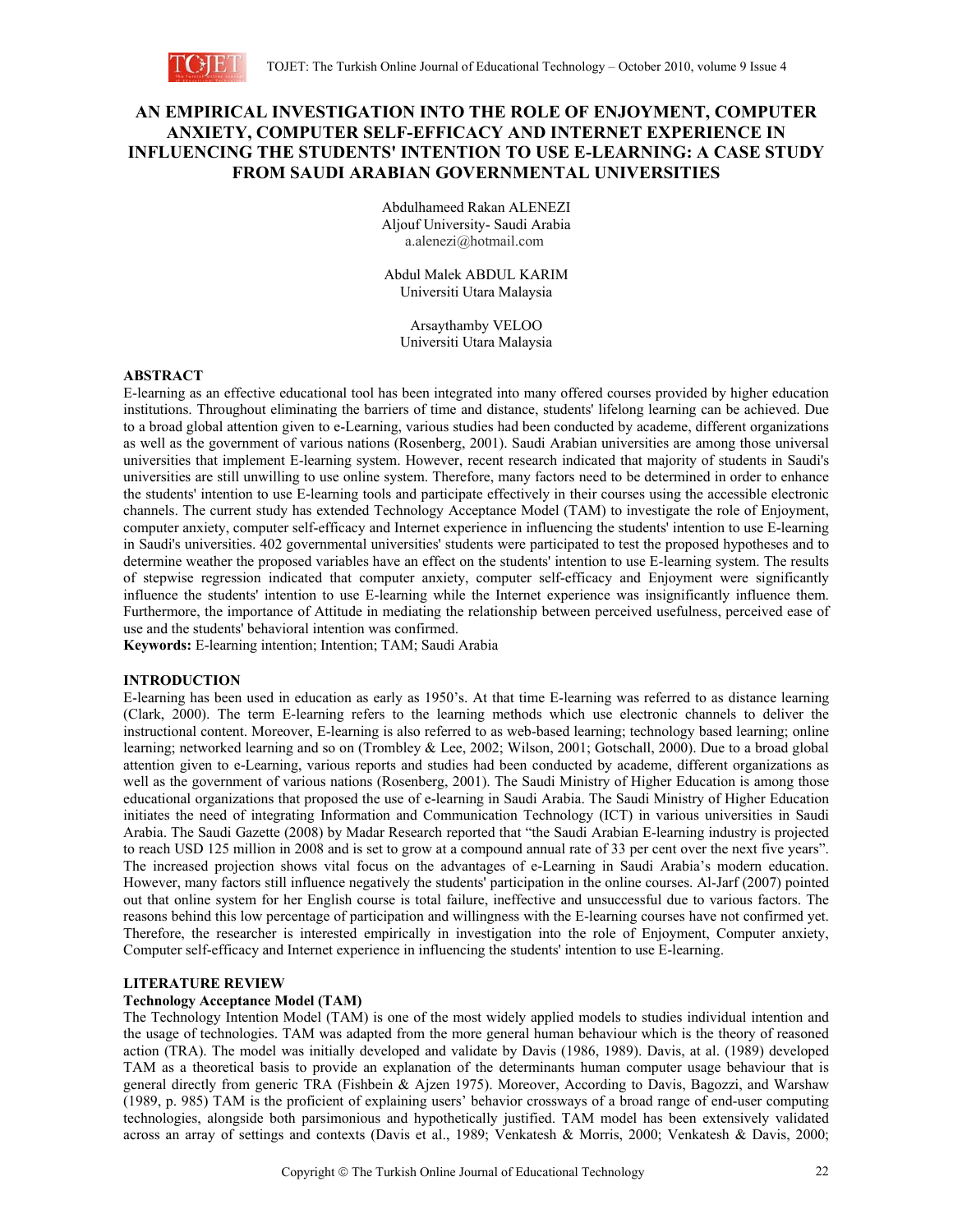# AN EMPIRICAL INVESTIGATION INTO THE ROLE OF ENJOYMENT, COMPUTER ANXIETY, COMPUTER SELF-EFFICACY AND INTERNET EXPERIENCE IN INFLUENCING THE STUDENTS' INTENTION TO USE E-LEARNING: A CASE STUDY FROM SAUDI ARABIAN GOVERNMENTAL UNIVERSITIES

Abdulhameed Rakan ALENEZI
Aljouf University- Saudi Arabia
a.alenezi@hotmail.com

Abdul Malek ABDUL KARIM
Universiti Utara Malaysia

Arsaythamby VELOO
Universiti Utara Malaysia

## ABSTRACT

E-learning as an effective educational tool has been integrated into many offered courses provided by higher education institutions. Throughout eliminating the barriers of time and distance, students' lifelong learning can be achieved. Due to a broad global attention given to e-Learning, various studies had been conducted by academe, different organizations as well as the government of various nations (Rosenberg, 2001). Saudi Arabian universities are among those universal universities that implement E-learning system. However, recent research indicated that majority of students in Saudi's universities are still unwilling to use online system. Therefore, many factors need to be determined in order to enhance the students' intention to use E-learning tools and participate effectively in their courses using the accessible electronic channels. The current study has extended Technology Acceptance Model (TAM) to investigate the role of Enjoyment, computer anxiety, computer self-efficacy and Internet experience in influencing the students' intention to use E-learning in Saudi's universities. 402 governmental universities' students were participated to test the proposed hypotheses and to determine weather the proposed variables have an effect on the students' intention to use E-learning system. The results of stepwise regression indicated that computer anxiety, computer self-efficacy and Enjoyment were significantly influence the students' intention to use E-learning while the Internet experience was insignificantly influence them. Furthermore, the importance of Attitude in mediating the relationship between perceived usefulness, perceived ease of use and the students' behavioral intention was confirmed.

**Keywords:** E-learning intention; Intention; TAM; Saudi Arabia

## INTRODUCTION

E-learning has been used in education as early as 1950's. At that time E-learning was referred to as distance learning (Clark, 2000). The term E-learning refers to the learning methods which use electronic channels to deliver the instructional content. Moreover, E-learning is also referred to as web-based learning; technology based learning; online learning; networked learning and so on (Trombley & Lee, 2002; Wilson, 2001; Gotschall, 2000). Due to a broad global attention given to e-Learning, various reports and studies had been conducted by academe, different organizations as well as the government of various nations (Rosenberg, 2001). The Saudi Ministry of Higher Education is among those educational organizations that proposed the use of e-learning in Saudi Arabia. The Saudi Ministry of Higher Education initiates the need of integrating Information and Communication Technology (ICT) in various universities in Saudi Arabia. The Saudi Gazette (2008) by Madar Research reported that "the Saudi Arabian E-learning industry is projected to reach USD 125 million in 2008 and is set to grow at a compound annual rate of 33 per cent over the next five years". The increased projection shows vital focus on the advantages of e-Learning in Saudi Arabia's modern education. However, many factors still influence negatively the students' participation in the online courses. Al-Jarf (2007) pointed out that online system for her English course is total failure, ineffective and unsuccessful due to various factors. The reasons behind this low percentage of participation and willingness with the E-learning courses have not confirmed yet. Therefore, the researcher is interested empirically in investigation into the role of Enjoyment, Computer anxiety, Computer self-efficacy and Internet experience in influencing the students' intention to use E-learning.

## LITERATURE REVIEW

### Technology Acceptance Model (TAM)

The Technology Intention Model (TAM) is one of the most widely applied models to studies individual intention and the usage of technologies. TAM was adapted from the more general human behaviour which is the theory of reasoned action (TRA). The model was initially developed and validate by Davis (1986, 1989). Davis, at al. (1989) developed TAM as a theoretical basis to provide an explanation of the determinants human computer usage behaviour that is general directly from generic TRA (Fishbein & Ajzen 1975). Moreover, According to Davis, Bagozzi, and Warshaw (1989, p. 985) TAM is the proficient of explaining users' behavior crossways of a broad range of end-user computing technologies, alongside both parsimonious and hypothetically justified. TAM model has been extensively validated across an array of settings and contexts (Davis et al., 1989; Venkatesh & Morris, 2000; Venkatesh & Davis, 2000;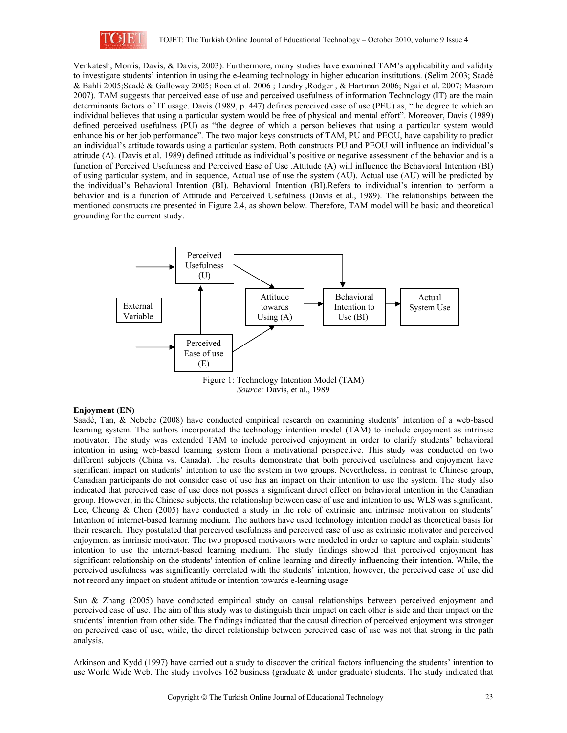Venkatesh, Morris, Davis, & Davis, 2003). Furthermore, many studies have examined TAM's applicability and validity to investigate students' intention in using the e-learning technology in higher education institutions. (Selim 2003; Saadé & Bahli 2005;Saadé & Galloway 2005; Roca et al. 2006 ; Landry ,Rodger , & Hartman 2006; Ngai et al. 2007; Masrom 2007). TAM suggests that perceived ease of use and perceived usefulness of information Technology (IT) are the main determinants factors of IT usage. Davis (1989, p. 447) defines perceived ease of use (PEU) as, "the degree to which an individual believes that using a particular system would be free of physical and mental effort". Moreover, Davis (1989) defined perceived usefulness (PU) as "the degree of which a person believes that using a particular system would enhance his or her job performance". The two major keys constructs of TAM, PU and PEOU, have capability to predict an individual's attitude towards using a particular system. Both constructs PU and PEOU will influence an individual's attitude (A). (Davis et al. 1989) defined attitude as individual's positive or negative assessment of the behavior and is a function of Perceived Usefulness and Perceived Ease of Use .Attitude (A) will influence the Behavioral Intention (BI) of using particular system, and in sequence, Actual use of use the system (AU). Actual use (AU) will be predicted by the individual's Behavioral Intention (BI). Behavioral Intention (BI).Refers to individual's intention to perform a behavior and is a function of Attitude and Perceived Usefulness (Davis et al., 1989). The relationships between the mentioned constructs are presented in Figure 2.4, as shown below. Therefore, TAM model will be basic and theoretical grounding for the current study.

```
                 Perceived Usefulness (U) ───────────────┐
                ↗            │         ↘                  ↓
External Variable            ↑        Attitude towards → Behavioral Intention → Actual System Use
                ↘            │        Using (A)          to Use (BI)
                 Perceived Ease of use (E) ↗
```

Figure 1: Technology Intention Model (TAM)
*Source:* Davis, et al., 1989

**Enjoyment (EN)**

Saadé, Tan, & Nebebe (2008) have conducted empirical research on examining students' intention of a web-based learning system. The authors incorporated the technology intention model (TAM) to include enjoyment as intrinsic motivator. The study was extended TAM to include perceived enjoyment in order to clarify students' behavioral intention in using web-based learning system from a motivational perspective. This study was conducted on two different subjects (China vs. Canada). The results demonstrate that both perceived usefulness and enjoyment have significant impact on students' intention to use the system in two groups. Nevertheless, in contrast to Chinese group, Canadian participants do not consider ease of use has an impact on their intention to use the system. The study also indicated that perceived ease of use does not posses a significant direct effect on behavioral intention in the Canadian group. However, in the Chinese subjects, the relationship between ease of use and intention to use WLS was significant. Lee, Cheung & Chen (2005) have conducted a study in the role of extrinsic and intrinsic motivation on students' Intention of internet-based learning medium. The authors have used technology intention model as theoretical basis for their research. They postulated that perceived usefulness and perceived ease of use as extrinsic motivator and perceived enjoyment as intrinsic motivator. The two proposed motivators were modeled in order to capture and explain students' intention to use the internet-based learning medium. The study findings showed that perceived enjoyment has significant relationship on the students' intention of online learning and directly influencing their intention. While, the perceived usefulness was significantly correlated with the students' intention, however, the perceived ease of use did not record any impact on student attitude or intention towards e-learning usage.

Sun & Zhang (2005) have conducted empirical study on causal relationships between perceived enjoyment and perceived ease of use. The aim of this study was to distinguish their impact on each other is side and their impact on the students' intention from other side. The findings indicated that the causal direction of perceived enjoyment was stronger on perceived ease of use, while, the direct relationship between perceived ease of use was not that strong in the path analysis.

Atkinson and Kydd (1997) have carried out a study to discover the critical factors influencing the students' intention to use World Wide Web. The study involves 162 business (graduate & under graduate) students. The study indicated that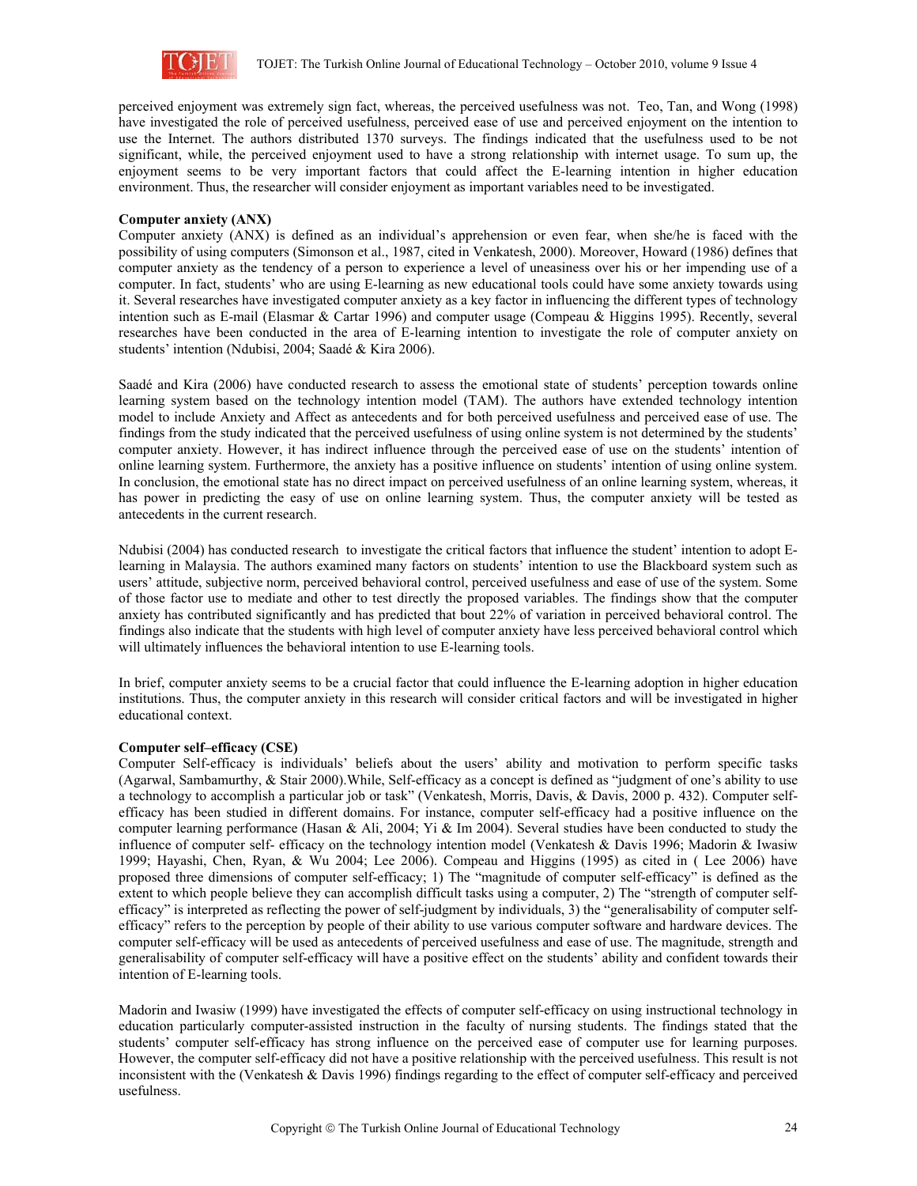perceived enjoyment was extremely sign fact, whereas, the perceived usefulness was not. Teo, Tan, and Wong (1998) have investigated the role of perceived usefulness, perceived ease of use and perceived enjoyment on the intention to use the Internet. The authors distributed 1370 surveys. The findings indicated that the usefulness used to be not significant, while, the perceived enjoyment used to have a strong relationship with internet usage. To sum up, the enjoyment seems to be very important factors that could affect the E-learning intention in higher education environment. Thus, the researcher will consider enjoyment as important variables need to be investigated.

**Computer anxiety (ANX)**

Computer anxiety (ANX) is defined as an individual's apprehension or even fear, when she/he is faced with the possibility of using computers (Simonson et al., 1987, cited in Venkatesh, 2000). Moreover, Howard (1986) defines that computer anxiety as the tendency of a person to experience a level of uneasiness over his or her impending use of a computer. In fact, students' who are using E-learning as new educational tools could have some anxiety towards using it. Several researches have investigated computer anxiety as a key factor in influencing the different types of technology intention such as E-mail (Elasmar & Cartar 1996) and computer usage (Compeau & Higgins 1995). Recently, several researches have been conducted in the area of E-learning intention to investigate the role of computer anxiety on students' intention (Ndubisi, 2004; Saadé & Kira 2006).

Saadé and Kira (2006) have conducted research to assess the emotional state of students' perception towards online learning system based on the technology intention model (TAM). The authors have extended technology intention model to include Anxiety and Affect as antecedents and for both perceived usefulness and perceived ease of use. The findings from the study indicated that the perceived usefulness of using online system is not determined by the students' computer anxiety. However, it has indirect influence through the perceived ease of use on the students' intention of online learning system. Furthermore, the anxiety has a positive influence on students' intention of using online system. In conclusion, the emotional state has no direct impact on perceived usefulness of an online learning system, whereas, it has power in predicting the easy of use on online learning system. Thus, the computer anxiety will be tested as antecedents in the current research.

Ndubisi (2004) has conducted research to investigate the critical factors that influence the student' intention to adopt E-learning in Malaysia. The authors examined many factors on students' intention to use the Blackboard system such as users' attitude, subjective norm, perceived behavioral control, perceived usefulness and ease of use of the system. Some of those factor use to mediate and other to test directly the proposed variables. The findings show that the computer anxiety has contributed significantly and has predicted that bout 22% of variation in perceived behavioral control. The findings also indicate that the students with high level of computer anxiety have less perceived behavioral control which will ultimately influences the behavioral intention to use E-learning tools.

In brief, computer anxiety seems to be a crucial factor that could influence the E-learning adoption in higher education institutions. Thus, the computer anxiety in this research will consider critical factors and will be investigated in higher educational context.

**Computer self–efficacy (CSE)**

Computer Self-efficacy is individuals' beliefs about the users' ability and motivation to perform specific tasks (Agarwal, Sambamurthy, & Stair 2000).While, Self-efficacy as a concept is defined as "judgment of one's ability to use a technology to accomplish a particular job or task" (Venkatesh, Morris, Davis, & Davis, 2000 p. 432). Computer self-efficacy has been studied in different domains. For instance, computer self-efficacy had a positive influence on the computer learning performance (Hasan & Ali, 2004; Yi & Im 2004). Several studies have been conducted to study the influence of computer self- efficacy on the technology intention model (Venkatesh & Davis 1996; Madorin & Iwasiw 1999; Hayashi, Chen, Ryan, & Wu 2004; Lee 2006). Compeau and Higgins (1995) as cited in ( Lee 2006) have proposed three dimensions of computer self-efficacy; 1) The "magnitude of computer self-efficacy" is defined as the extent to which people believe they can accomplish difficult tasks using a computer, 2) The "strength of computer self-efficacy" is interpreted as reflecting the power of self-judgment by individuals, 3) the "generalisability of computer self-efficacy" refers to the perception by people of their ability to use various computer software and hardware devices. The computer self-efficacy will be used as antecedents of perceived usefulness and ease of use. The magnitude, strength and generalisability of computer self-efficacy will have a positive effect on the students' ability and confident towards their intention of E-learning tools.

Madorin and Iwasiw (1999) have investigated the effects of computer self-efficacy on using instructional technology in education particularly computer-assisted instruction in the faculty of nursing students. The findings stated that the students' computer self-efficacy has strong influence on the perceived ease of computer use for learning purposes. However, the computer self-efficacy did not have a positive relationship with the perceived usefulness. This result is not inconsistent with the (Venkatesh & Davis 1996) findings regarding to the effect of computer self-efficacy and perceived usefulness.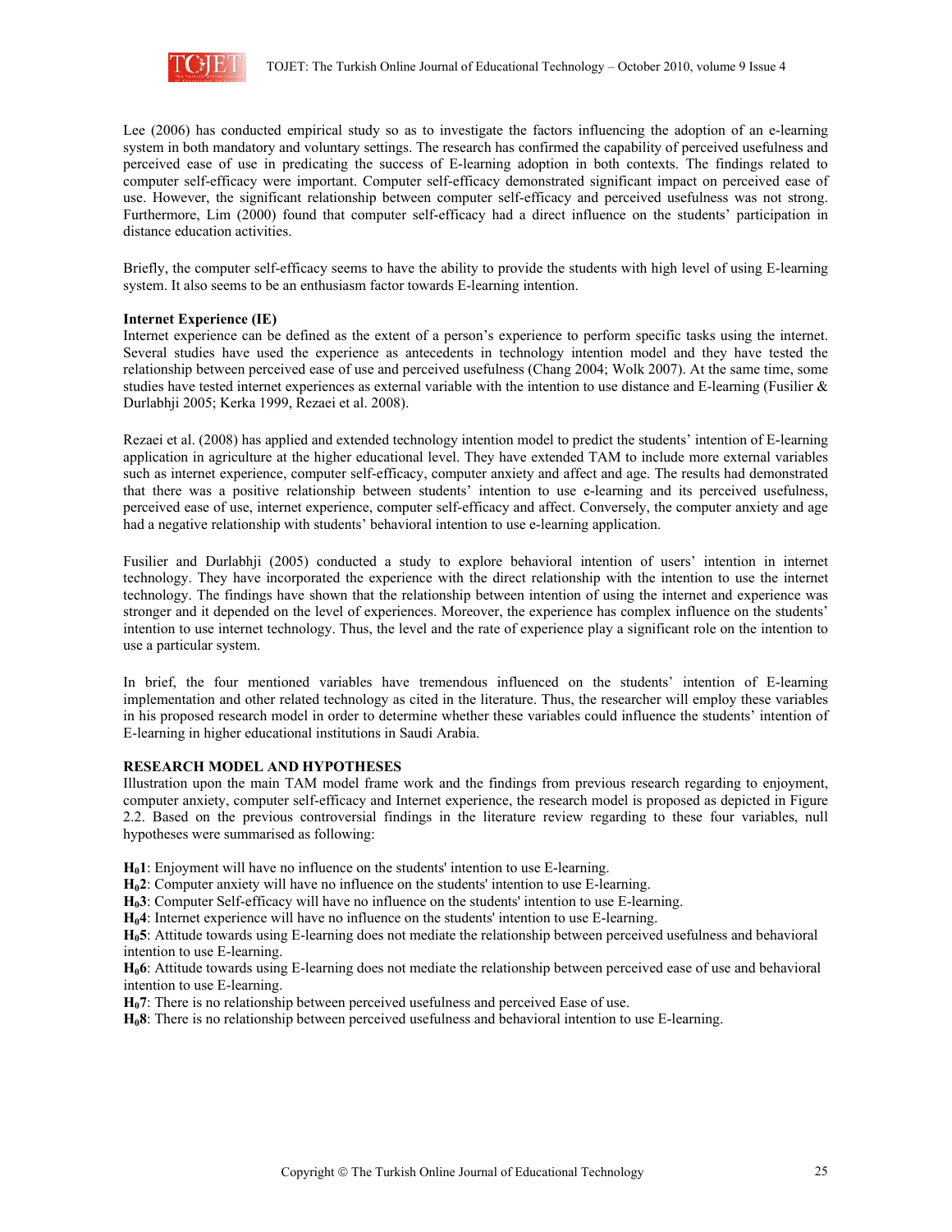Lee (2006) has conducted empirical study so as to investigate the factors influencing the adoption of an e-learning system in both mandatory and voluntary settings. The research has confirmed the capability of perceived usefulness and perceived ease of use in predicating the success of E-learning adoption in both contexts. The findings related to computer self-efficacy were important. Computer self-efficacy demonstrated significant impact on perceived ease of use. However, the significant relationship between computer self-efficacy and perceived usefulness was not strong. Furthermore, Lim (2000) found that computer self-efficacy had a direct influence on the students' participation in distance education activities.

Briefly, the computer self-efficacy seems to have the ability to provide the students with high level of using E-learning system. It also seems to be an enthusiasm factor towards E-learning intention.

**Internet Experience (IE)**

Internet experience can be defined as the extent of a person's experience to perform specific tasks using the internet. Several studies have used the experience as antecedents in technology intention model and they have tested the relationship between perceived ease of use and perceived usefulness (Chang 2004; Wolk 2007). At the same time, some studies have tested internet experiences as external variable with the intention to use distance and E-learning (Fusilier & Durlabhji 2005; Kerka 1999, Rezaei et al. 2008).

Rezaei et al. (2008) has applied and extended technology intention model to predict the students' intention of E-learning application in agriculture at the higher educational level. They have extended TAM to include more external variables such as internet experience, computer self-efficacy, computer anxiety and affect and age. The results had demonstrated that there was a positive relationship between students' intention to use e-learning and its perceived usefulness, perceived ease of use, internet experience, computer self-efficacy and affect. Conversely, the computer anxiety and age had a negative relationship with students' behavioral intention to use e-learning application.

Fusilier and Durlabhji (2005) conducted a study to explore behavioral intention of users' intention in internet technology. They have incorporated the experience with the direct relationship with the intention to use the internet technology. The findings have shown that the relationship between intention of using the internet and experience was stronger and it depended on the level of experiences. Moreover, the experience has complex influence on the students' intention to use internet technology. Thus, the level and the rate of experience play a significant role on the intention to use a particular system.

In brief, the four mentioned variables have tremendous influenced on the students' intention of E-learning implementation and other related technology as cited in the literature. Thus, the researcher will employ these variables in his proposed research model in order to determine whether these variables could influence the students' intention of E-learning in higher educational institutions in Saudi Arabia.

## RESEARCH MODEL AND HYPOTHESES

Illustration upon the main TAM model frame work and the findings from previous research regarding to enjoyment, computer anxiety, computer self-efficacy and Internet experience, the research model is proposed as depicted in Figure 2.2. Based on the previous controversial findings in the literature review regarding to these four variables, null hypotheses were summarised as following:

**$H_0$1**: Enjoyment will have no influence on the students' intention to use E-learning.
**$H_0$2**: Computer anxiety will have no influence on the students' intention to use E-learning.
**$H_0$3**: Computer Self-efficacy will have no influence on the students' intention to use E-learning.
**$H_0$4**: Internet experience will have no influence on the students' intention to use E-learning.
**$H_0$5**: Attitude towards using E-learning does not mediate the relationship between perceived usefulness and behavioral intention to use E-learning.
**$H_0$6**: Attitude towards using E-learning does not mediate the relationship between perceived ease of use and behavioral intention to use E-learning.
**$H_0$7**: There is no relationship between perceived usefulness and perceived Ease of use.
**$H_0$8**: There is no relationship between perceived usefulness and behavioral intention to use E-learning.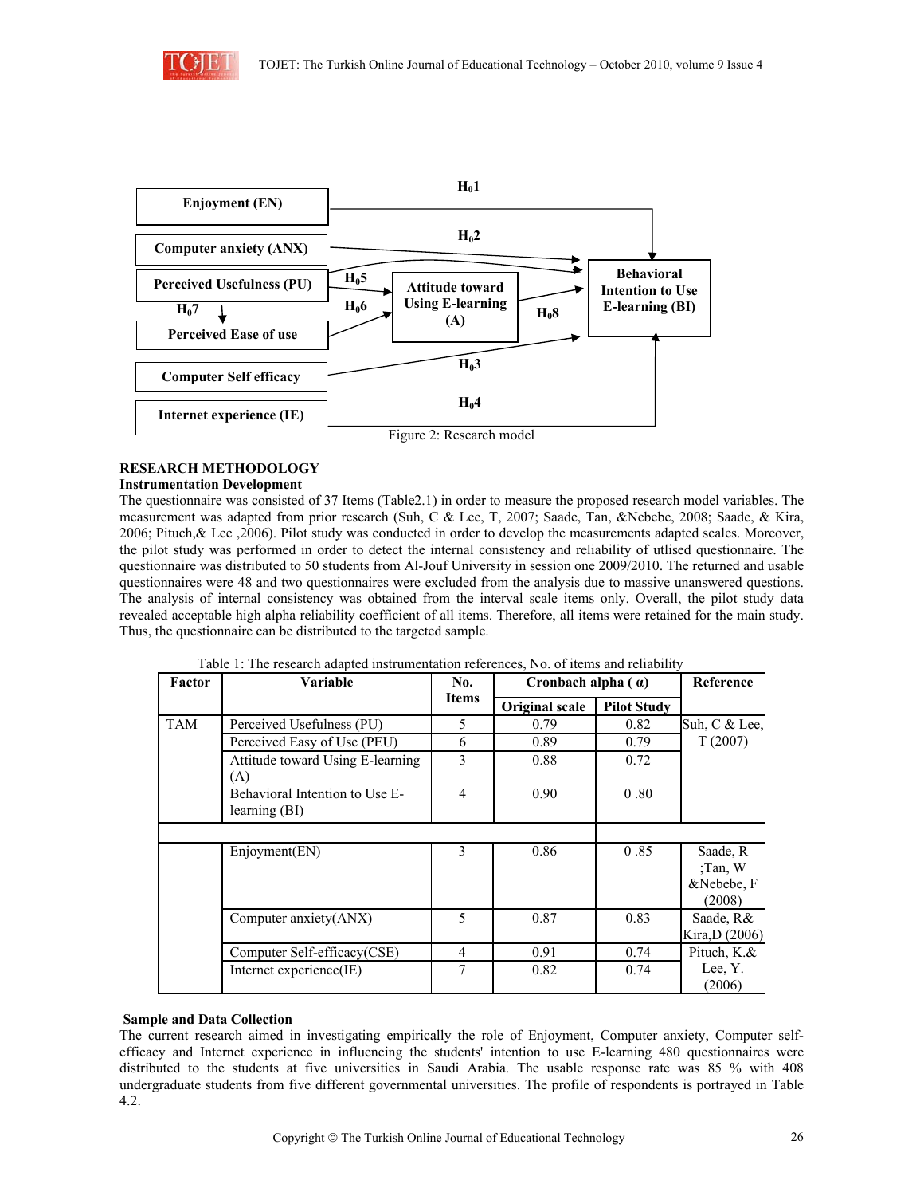Figure 2: Research model

### RESEARCH METHODOLOGY

#### Instrumentation Development

The questionnaire was consisted of 37 Items (Table2.1) in order to measure the proposed research model variables. The measurement was adapted from prior research (Suh, C & Lee, T, 2007; Saade, Tan, &Nebebe, 2008; Saade, & Kira, 2006; Pituch,& Lee ,2006). Pilot study was conducted in order to develop the measurements adapted scales. Moreover, the pilot study was performed in order to detect the internal consistency and reliability of utlised questionnaire. The questionnaire was distributed to 50 students from Al-Jouf University in session one 2009/2010. The returned and usable questionnaires were 48 and two questionnaires were excluded from the analysis due to massive unanswered questions. The analysis of internal consistency was obtained from the interval scale items only. Overall, the pilot study data revealed acceptable high alpha reliability coefficient of all items. Therefore, all items were retained for the main study. Thus, the questionnaire can be distributed to the targeted sample.

Table 1: The research adapted instrumentation references, No. of items and reliability

| Factor | Variable | No. Items | Cronbach alpha ( α) | | Reference |
|---|---|---|---|---|---|
| | | | Original scale | Pilot Study | |
| TAM | Perceived Usefulness (PU) | 5 | 0.79 | 0.82 | Suh, C & Lee, T (2007) |
| | Perceived Easy of Use (PEU) | 6 | 0.89 | 0.79 | |
| | Attitude toward Using E-learning (A) | 3 | 0.88 | 0.72 | |
| | Behavioral Intention to Use E-learning (BI) | 4 | 0.90 | 0 .80 | |
| | Enjoyment(EN) | 3 | 0.86 | 0 .85 | Saade, R ;Tan, W &Nebebe, F (2008) |
| | Computer anxiety(ANX) | 5 | 0.87 | 0.83 | Saade, R& Kira,D (2006) |
| | Computer Self-efficacy(CSE) | 4 | 0.91 | 0.74 | Pituch, K.& Lee, Y. (2006) |
| | Internet experience(IE) | 7 | 0.82 | 0.74 | |

#### Sample and Data Collection

The current research aimed in investigating empirically the role of Enjoyment, Computer anxiety, Computer self-efficacy and Internet experience in influencing the students' intention to use E-learning 480 questionnaires were distributed to the students at five universities in Saudi Arabia. The usable response rate was 85 % with 408 undergraduate students from five different governmental universities. The profile of respondents is portrayed in Table 4.2.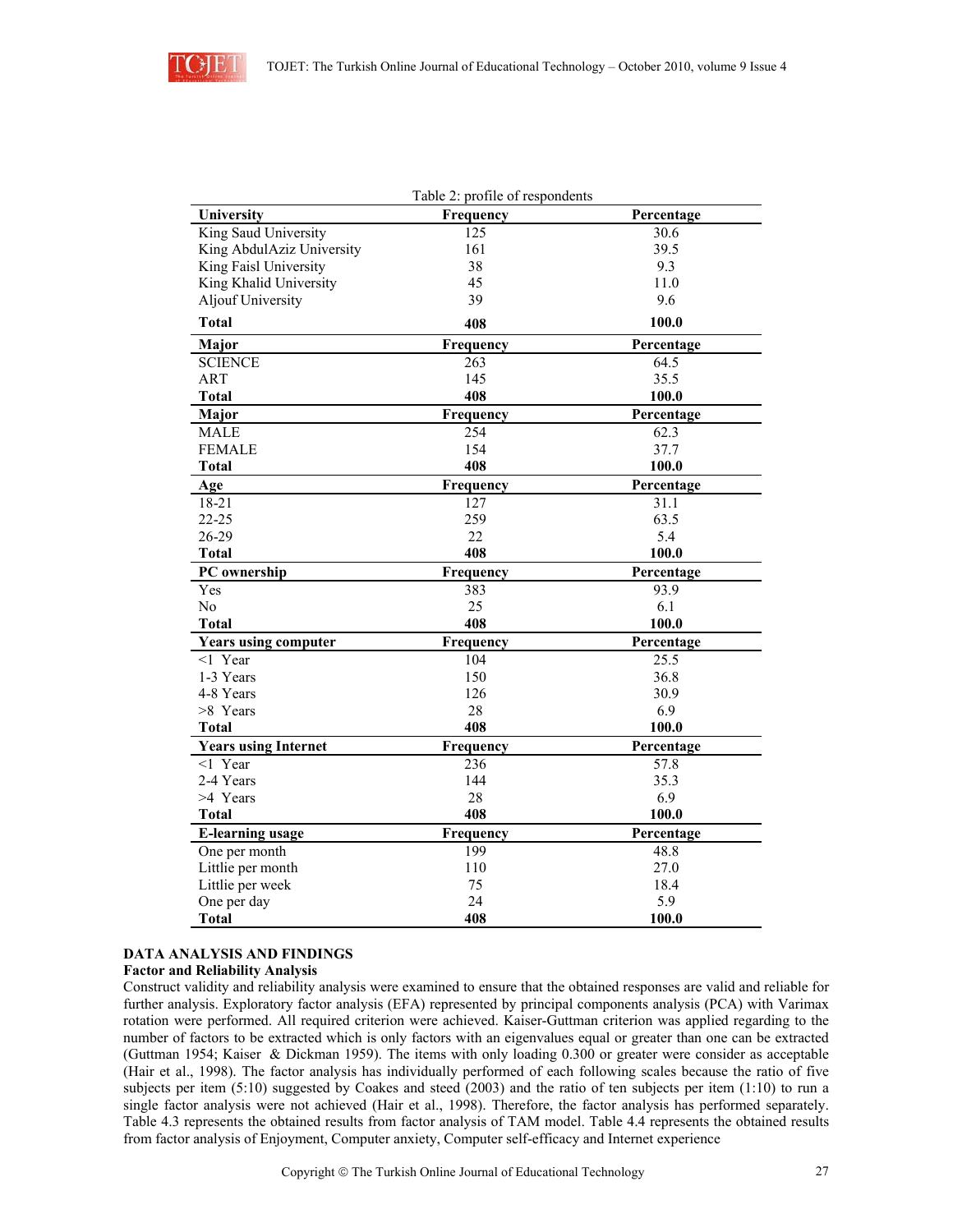Table 2: profile of respondents

| University | Frequency | Percentage |
|---|---|---|
| King Saud University | 125 | 30.6 |
| King AbdulAziz University | 161 | 39.5 |
| King Faisl University | 38 | 9.3 |
| King Khalid University | 45 | 11.0 |
| Aljouf University | 39 | 9.6 |
| **Total** | **408** | **100.0** |
| **Major** | **Frequency** | **Percentage** |
| SCIENCE | 263 | 64.5 |
| ART | 145 | 35.5 |
| **Total** | **408** | **100.0** |
| **Major** | **Frequency** | **Percentage** |
| MALE | 254 | 62.3 |
| FEMALE | 154 | 37.7 |
| **Total** | **408** | **100.0** |
| **Age** | **Frequency** | **Percentage** |
| 18-21 | 127 | 31.1 |
| 22-25 | 259 | 63.5 |
| 26-29 | 22 | 5.4 |
| **Total** | **408** | **100.0** |
| **PC ownership** | **Frequency** | **Percentage** |
| Yes | 383 | 93.9 |
| No | 25 | 6.1 |
| **Total** | **408** | **100.0** |
| **Years using computer** | **Frequency** | **Percentage** |
| <1 Year | 104 | 25.5 |
| 1-3 Years | 150 | 36.8 |
| 4-8 Years | 126 | 30.9 |
| >8 Years | 28 | 6.9 |
| **Total** | **408** | **100.0** |
| **Years using Internet** | **Frequency** | **Percentage** |
| <1 Year | 236 | 57.8 |
| 2-4 Years | 144 | 35.3 |
| >4 Years | 28 | 6.9 |
| **Total** | **408** | **100.0** |
| **E-learning usage** | **Frequency** | **Percentage** |
| One per month | 199 | 48.8 |
| Littlie per month | 110 | 27.0 |
| Littlie per week | 75 | 18.4 |
| One per day | 24 | 5.9 |
| **Total** | **408** | **100.0** |

## DATA ANALYSIS AND FINDINGS

### Factor and Reliability Analysis

Construct validity and reliability analysis were examined to ensure that the obtained responses are valid and reliable for further analysis. Exploratory factor analysis (EFA) represented by principal components analysis (PCA) with Varimax rotation were performed. All required criterion were achieved. Kaiser-Guttman criterion was applied regarding to the number of factors to be extracted which is only factors with an eigenvalues equal or greater than one can be extracted (Guttman 1954; Kaiser & Dickman 1959). The items with only loading 0.300 or greater were consider as acceptable (Hair et al., 1998). The factor analysis has individually performed of each following scales because the ratio of five subjects per item (5:10) suggested by Coakes and steed (2003) and the ratio of ten subjects per item (1:10) to run a single factor analysis were not achieved (Hair et al., 1998). Therefore, the factor analysis has performed separately. Table 4.3 represents the obtained results from factor analysis of TAM model. Table 4.4 represents the obtained results from factor analysis of Enjoyment, Computer anxiety, Computer self-efficacy and Internet experience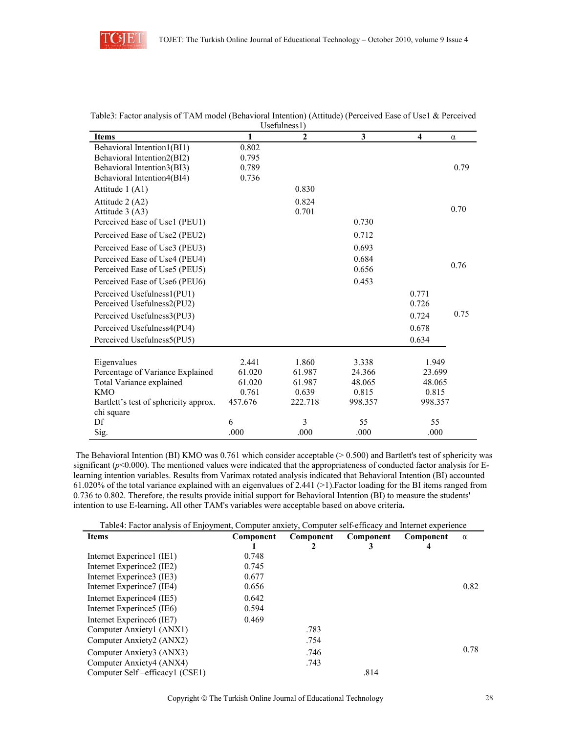Table3: Factor analysis of TAM model (Behavioral Intention) (Attitude) (Perceived Ease of Use1 & Perceived Usefulness1)

| Items | 1 | 2 | 3 | 4 | α |
|---|---|---|---|---|---|
| Behavioral Intention1(BI1) | 0.802 | | | | |
| Behavioral Intention2(BI2) | 0.795 | | | | |
| Behavioral Intention3(BI3) | 0.789 | | | | 0.79 |
| Behavioral Intention4(BI4) | 0.736 | | | | |
| Attitude 1 (A1) | | 0.830 | | | |
| Attitude 2 (A2) | | 0.824 | | | 0.70 |
| Attitude 3 (A3) | | 0.701 | | | |
| Perceived Ease of Use1 (PEU1) | | | 0.730 | | |
| Perceived Ease of Use2 (PEU2) | | | 0.712 | | |
| Perceived Ease of Use3 (PEU3) | | | 0.693 | | |
| Perceived Ease of Use4 (PEU4) | | | 0.684 | | 0.76 |
| Perceived Ease of Use5 (PEU5) | | | 0.656 | | |
| Perceived Ease of Use6 (PEU6) | | | 0.453 | | |
| Perceived Usefulness1(PU1) | | | | 0.771 | |
| Perceived Usefulness2(PU2) | | | | 0.726 | |
| Perceived Usefulness3(PU3) | | | | 0.724 | 0.75 |
| Perceived Usefulness4(PU4) | | | | 0.678 | |
| Perceived Usefulness5(PU5) | | | | 0.634 | |
| Eigenvalues | 2.441 | 1.860 | 3.338 | 1.949 | |
| Percentage of Variance Explained | 61.020 | 61.987 | 24.366 | 23.699 | |
| Total Variance explained | 61.020 | 61.987 | 48.065 | 48.065 | |
| KMO | 0.761 | 0.639 | 0.815 | 0.815 | |
| Bartlett's test of sphericity approx. chi square | 457.676 | 222.718 | 998.357 | 998.357 | |
| Df | 6 | 3 | 55 | 55 | |
| Sig. | .000 | .000 | .000 | .000 | |

The Behavioral Intention (BI) KMO was 0.761 which consider acceptable (> 0.500) and Bartlett's test of sphericity was significant ($p$<0.000). The mentioned values were indicated that the appropriateness of conducted factor analysis for E-learning intention variables. Results from Varimax rotated analysis indicated that Behavioral Intention (BI) accounted 61.020% of the total variance explained with an eigenvalues of 2.441 (>1).Factor loading for the BI items ranged from 0.736 to 0.802. Therefore, the results provide initial support for Behavioral Intention (BI) to measure the students' intention to use E-learning**.** All other TAM's variables were acceptable based on above criteria**.**

Table4: Factor analysis of Enjoyment, Computer anxiety, Computer self-efficacy and Internet experience

| Items | Component 1 | Component 2 | Component 3 | Component 4 | α |
|---|---|---|---|---|---|
| Internet Experince1 (IE1) | 0.748 | | | | |
| Internet Experince2 (IE2) | 0.745 | | | | |
| Internet Experince3 (IE3) | 0.677 | | | | |
| Internet Experince7 (IE4) | 0.656 | | | | 0.82 |
| Internet Experince4 (IE5) | 0.642 | | | | |
| Internet Experince5 (IE6) | 0.594 | | | | |
| Internet Experince6 (IE7) | 0.469 | | | | |
| Computer Anxiety1 (ANX1) | | .783 | | | |
| Computer Anxiety2 (ANX2) | | .754 | | | |
| Computer Anxiety3 (ANX3) | | .746 | | | 0.78 |
| Computer Anxiety4 (ANX4) | | .743 | | | |
| Computer Self –efficacy1 (CSE1) | | | .814 | | |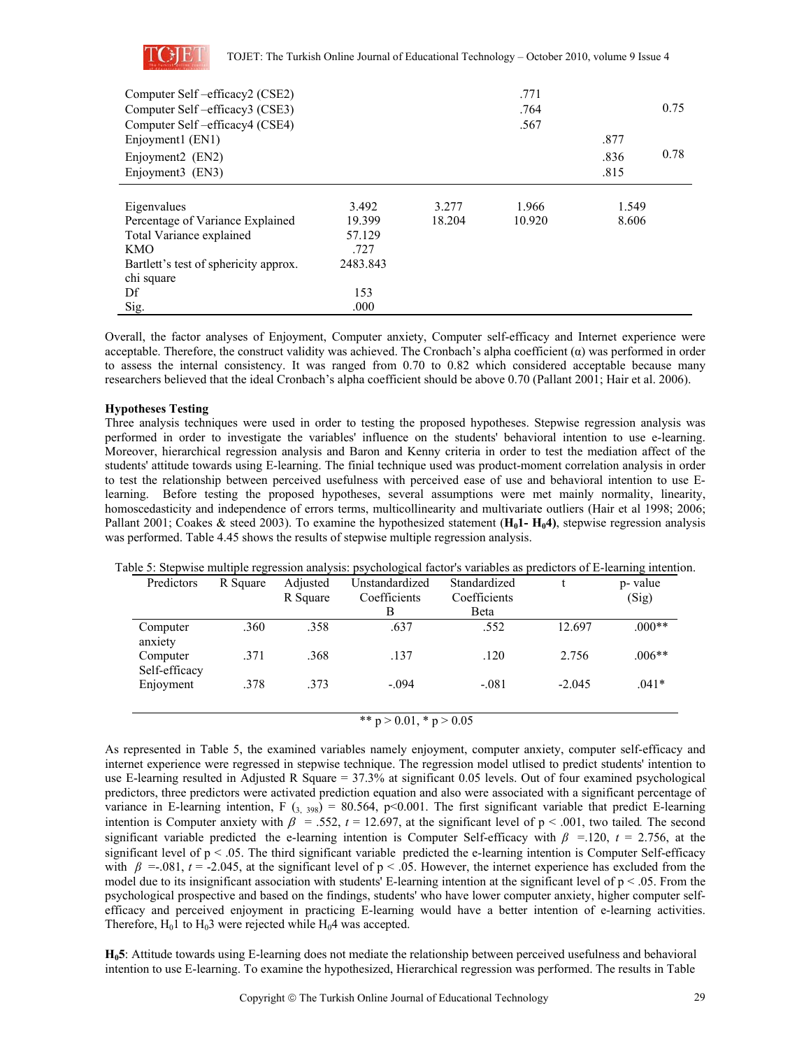| | | | | | |
|---|---|---|---|---|---|
| Computer Self –efficacy2 (CSE2) | | | .771 | | |
| Computer Self –efficacy3 (CSE3) | | | .764 | | 0.75 |
| Computer Self –efficacy4 (CSE4) | | | .567 | | |
| Enjoyment1 (EN1) | | | | .877 | |
| Enjoyment2 (EN2) | | | | .836 | 0.78 |
| Enjoyment3 (EN3) | | | | .815 | |
| Eigenvalues | 3.492 | 3.277 | 1.966 | 1.549 | |
| Percentage of Variance Explained | 19.399 | 18.204 | 10.920 | 8.606 | |
| Total Variance explained | 57.129 | | | | |
| KMO | .727 | | | | |
| Bartlett's test of sphericity approx. chi square | 2483.843 | | | | |
| Df | 153 | | | | |
| Sig. | .000 | | | | |

Overall, the factor analyses of Enjoyment, Computer anxiety, Computer self-efficacy and Internet experience were acceptable. Therefore, the construct validity was achieved. The Cronbach's alpha coefficient (α) was performed in order to assess the internal consistency. It was ranged from 0.70 to 0.82 which considered acceptable because many researchers believed that the ideal Cronbach's alpha coefficient should be above 0.70 (Pallant 2001; Hair et al. 2006).

**Hypotheses Testing**

Three analysis techniques were used in order to testing the proposed hypotheses. Stepwise regression analysis was performed in order to investigate the variables' influence on the students' behavioral intention to use e-learning. Moreover, hierarchical regression analysis and Baron and Kenny criteria in order to test the mediation affect of the students' attitude towards using E-learning. The finial technique used was product-moment correlation analysis in order to test the relationship between perceived usefulness with perceived ease of use and behavioral intention to use E-learning. Before testing the proposed hypotheses, several assumptions were met mainly normality, linearity, homoscedasticity and independence of errors terms, multicollinearity and multivariate outliers (Hair et al 1998; 2006; Pallant 2001; Coakes & steed 2003). To examine the hypothesized statement (**$H_0$1- $H_0$4)**, stepwise regression analysis was performed. Table 4.45 shows the results of stepwise multiple regression analysis.

Table 5: Stepwise multiple regression analysis: psychological factor's variables as predictors of E-learning intention.

| Predictors | R Square | Adjusted R Square | Unstandardized Coefficients B | Standardized Coefficients Beta | t | p- value (Sig) |
|---|---|---|---|---|---|---|
| Computer anxiety | .360 | .358 | .637 | .552 | 12.697 | .000** |
| Computer Self-efficacy | .371 | .368 | .137 | .120 | 2.756 | .006** |
| Enjoyment | .378 | .373 | -.094 | -.081 | -2.045 | .041* |

** p > 0.01, * p > 0.05

As represented in Table 5, the examined variables namely enjoyment, computer anxiety, computer self-efficacy and internet experience were regressed in stepwise technique. The regression model utlised to predict students' intention to use E-learning resulted in Adjusted R Square = 37.3% at significant 0.05 levels. Out of four examined psychological predictors, three predictors were activated prediction equation and also were associated with a significant percentage of variance in E-learning intention, $F_{(3, 398)} = 80.564$, p<0.001. The first significant variable that predict E-learning intention is Computer anxiety with $\beta = .552$, $t = 12.697$, at the significant level of p < .001, two tailed. The second significant variable predicted the e-learning intention is Computer Self-efficacy with $\beta = .120$, $t = 2.756$, at the significant level of p < .05. The third significant variable predicted the e-learning intention is Computer Self-efficacy with $\beta = -.081$, $t = -2.045$, at the significant level of p < .05. However, the internet experience has excluded from the model due to its insignificant association with students' E-learning intention at the significant level of p < .05. From the psychological prospective and based on the findings, students' who have lower computer anxiety, higher computer self-efficacy and perceived enjoyment in practicing E-learning would have a better intention of e-learning activities. Therefore, $H_0$1 to $H_0$3 were rejected while $H_0$4 was accepted.

**$H_0$5**: Attitude towards using E-learning does not mediate the relationship between perceived usefulness and behavioral intention to use E-learning. To examine the hypothesized, Hierarchical regression was performed. The results in Table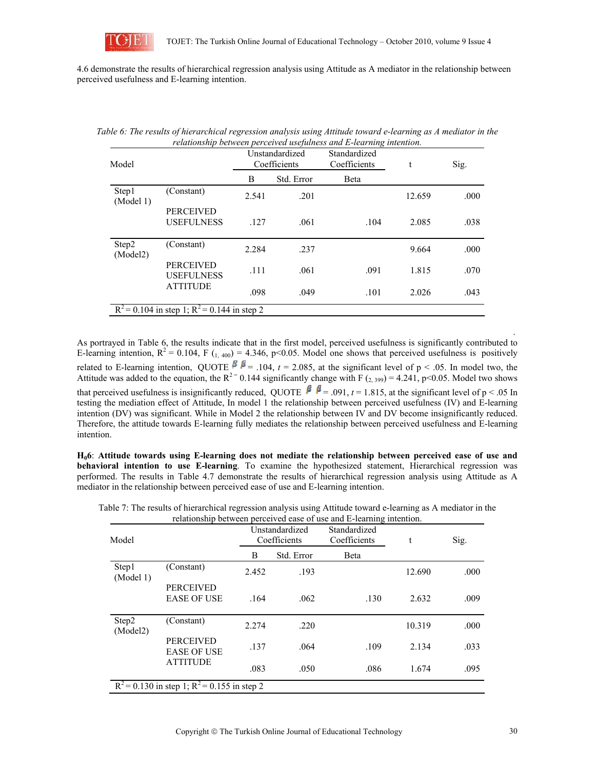4.6 demonstrate the results of hierarchical regression analysis using Attitude as A mediator in the relationship between perceived usefulness and E-learning intention.

*Table 6: The results of hierarchical regression analysis using Attitude toward e-learning as A mediator in the relationship between perceived usefulness and E-learning intention.*

| Model | | Unstandardized Coefficients | | Standardized Coefficients | t | Sig. |
|---|---|---|---|---|---|---|
| | | B | Std. Error | Beta | | |
| Step1 (Model 1) | (Constant) | 2.541 | .201 | | 12.659 | .000 |
| | PERCEIVED USEFULNESS | .127 | .061 | .104 | 2.085 | .038 |
| Step2 (Model2) | (Constant) | 2.284 | .237 | | 9.664 | .000 |
| | PERCEIVED USEFULNESS | .111 | .061 | .091 | 1.815 | .070 |
| | ATTITUDE | .098 | .049 | .101 | 2.026 | .043 |
| $R^2 = 0.104$ in step 1; $R^2 = 0.144$ in step 2 | | | | | | |

As portrayed in Table 6, the results indicate that in the first model, perceived usefulness is significantly contributed to E-learning intention, $R^2 = 0.104$, $F_{(1, 400)} = 4.346$, $p<0.05$. Model one shows that perceived usefulness is positively related to E-learning intention, QUOTE $\beta$ $\beta$ = .104, $t$ = 2.085, at the significant level of $p < .05$. In model two, the Attitude was added to the equation, the $R^2 =$ 0.144 significantly change with $F_{(2, 399)} = 4.241$, $p<0.05$. Model two shows that perceived usefulness is insignificantly reduced, QUOTE $\beta$ $\beta$ = .091, $t$ = 1.815, at the significant level of $p < .05$ In testing the mediation effect of Attitude, In model 1 the relationship between perceived usefulness (IV) and E-learning intention (DV) was significant. While in Model 2 the relationship between IV and DV become insignificantly reduced. Therefore, the attitude towards E-learning fully mediates the relationship between perceived usefulness and E-learning intention.

**$H_0$6**: **Attitude towards using E-learning does not mediate the relationship between perceived ease of use and behavioral intention to use E-learning**. To examine the hypothesized statement, Hierarchical regression was performed. The results in Table 4.7 demonstrate the results of hierarchical regression analysis using Attitude as A mediator in the relationship between perceived ease of use and E-learning intention.

Table 7: The results of hierarchical regression analysis using Attitude toward e-learning as A mediator in the relationship between perceived ease of use and E-learning intention.

| Model | | Unstandardized Coefficients | | Standardized Coefficients | t | Sig. |
|---|---|---|---|---|---|---|
| | | B | Std. Error | Beta | | |
| Step1 (Model 1) | (Constant) | 2.452 | .193 | | 12.690 | .000 |
| | PERCEIVED EASE OF USE | .164 | .062 | .130 | 2.632 | .009 |
| Step2 (Model2) | (Constant) | 2.274 | .220 | | 10.319 | .000 |
| | PERCEIVED EASE OF USE | .137 | .064 | .109 | 2.134 | .033 |
| | ATTITUDE | .083 | .050 | .086 | 1.674 | .095 |
| $R^2 = 0.130$ in step 1; $R^2 = 0.155$ in step 2 | | | | | | |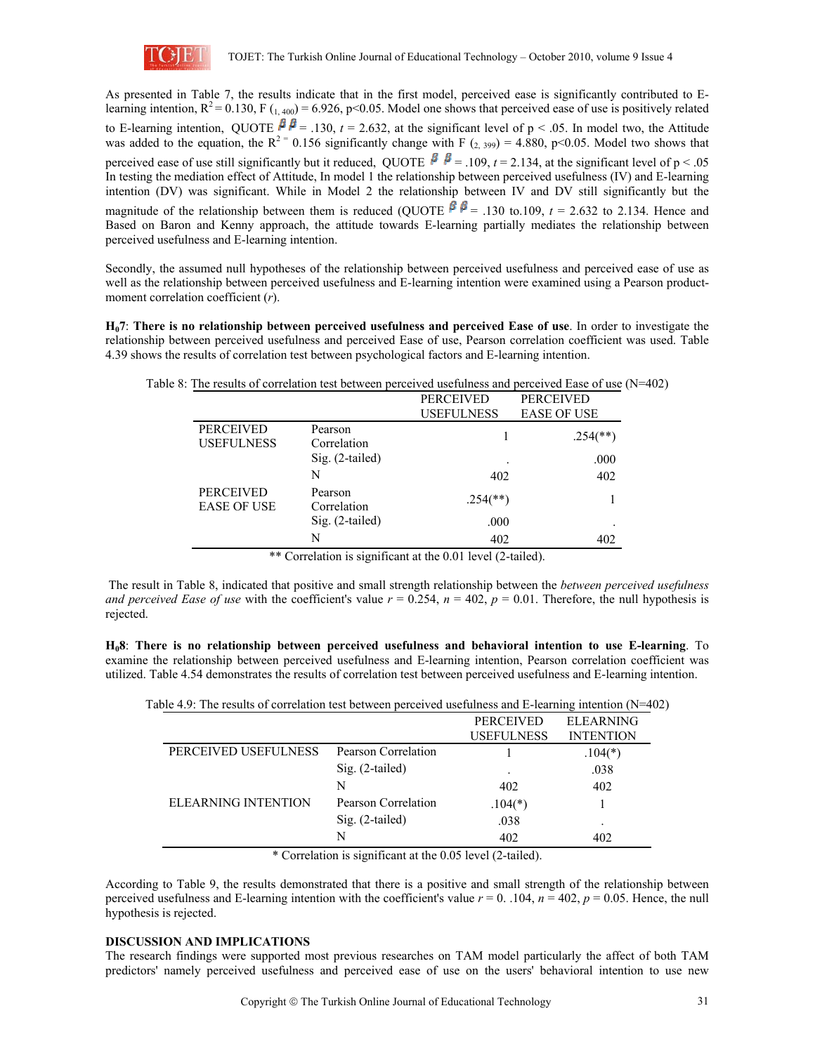As presented in Table 7, the results indicate that in the first model, perceived ease is significantly contributed to E-learning intention, $R^2 = 0.130$, $F_{(1, 400)} = 6.926$, $p<0.05$. Model one shows that perceived ease of use is positively related to E-learning intention, QUOTE $\beta$ $\beta$ = .130, $t = 2.632$, at the significant level of $p < .05$. In model two, the Attitude was added to the equation, the $R^2 =$ 0.156 significantly change with $F_{(2, 399)} = 4.880$, $p<0.05$. Model two shows that perceived ease of use still significantly but it reduced, QUOTE $\beta$ $\beta$ = .109, $t = 2.134$, at the significant level of $p < .05$ In testing the mediation effect of Attitude, In model 1 the relationship between perceived usefulness (IV) and E-learning intention (DV) was significant. While in Model 2 the relationship between IV and DV still significantly but the magnitude of the relationship between them is reduced (QUOTE $\beta$ $\beta$ = .130 to.109, $t = 2.632$ to 2.134. Hence and Based on Baron and Kenny approach, the attitude towards E-learning partially mediates the relationship between perceived usefulness and E-learning intention.

Secondly, the assumed null hypotheses of the relationship between perceived usefulness and perceived ease of use as well as the relationship between perceived usefulness and E-learning intention were examined using a Pearson product-moment correlation coefficient (*r*).

**$H_0$7**: **There is no relationship between perceived usefulness and perceived Ease of use**. In order to investigate the relationship between perceived usefulness and perceived Ease of use, Pearson correlation coefficient was used. Table 4.39 shows the results of correlation test between psychological factors and E-learning intention.

Table 8: The results of correlation test between perceived usefulness and perceived Ease of use (N=402)

| | | PERCEIVED USEFULNESS | PERCEIVED EASE OF USE |
|---|---|---|---|
| PERCEIVED USEFULNESS | Pearson Correlation | 1 | .254(**) |
| | Sig. (2-tailed) | . | .000 |
| | N | 402 | 402 |
| PERCEIVED EASE OF USE | Pearson Correlation | .254(**) | 1 |
| | Sig. (2-tailed) | .000 | . |
| | N | 402 | 402 |

** Correlation is significant at the 0.01 level (2-tailed).

The result in Table 8, indicated that positive and small strength relationship between the *between perceived usefulness and perceived Ease of use* with the coefficient's value $r = 0.254$, $n = 402$, $p = 0.01$. Therefore, the null hypothesis is rejected.

**$H_0$8**: **There is no relationship between perceived usefulness and behavioral intention to use E-learning**. To examine the relationship between perceived usefulness and E-learning intention, Pearson correlation coefficient was utilized. Table 4.54 demonstrates the results of correlation test between perceived usefulness and E-learning intention.

Table 4.9: The results of correlation test between perceived usefulness and E-learning intention (N=402)

| | | PERCEIVED USEFULNESS | ELEARNING INTENTION |
|---|---|---|---|
| PERCEIVED USEFULNESS | Pearson Correlation | 1 | .104(*) |
| | Sig. (2-tailed) | . | .038 |
| | N | 402 | 402 |
| ELEARNING INTENTION | Pearson Correlation | .104(*) | 1 |
| | Sig. (2-tailed) | .038 | . |
| | N | 402 | 402 |

* Correlation is significant at the 0.05 level (2-tailed).

According to Table 9, the results demonstrated that there is a positive and small strength of the relationship between perceived usefulness and E-learning intention with the coefficient's value $r = 0.\ .104$, $n = 402$, $p = 0.05$. Hence, the null hypothesis is rejected.

## DISCUSSION AND IMPLICATIONS

The research findings were supported most previous researches on TAM model particularly the affect of both TAM predictors' namely perceived usefulness and perceived ease of use on the users' behavioral intention to use new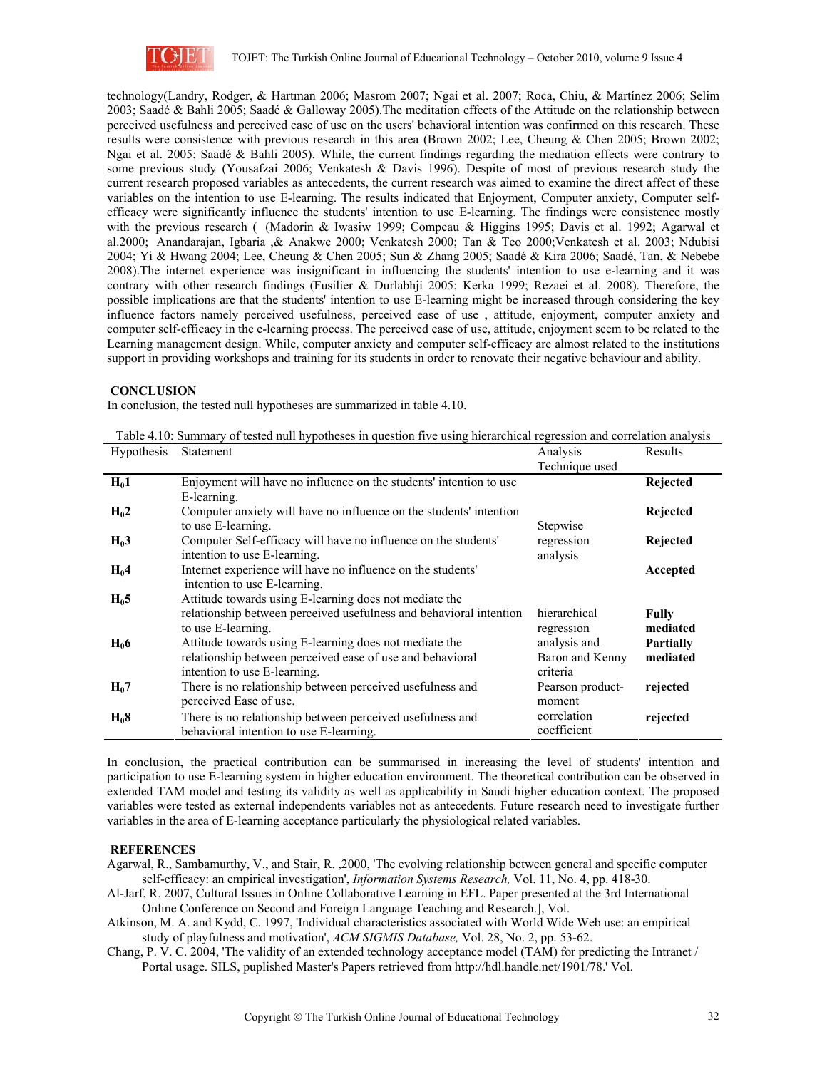technology(Landry, Rodger, & Hartman 2006; Masrom 2007; Ngai et al. 2007; Roca, Chiu, & Martínez 2006; Selim 2003; Saadé & Bahli 2005; Saadé & Galloway 2005).The meditation effects of the Attitude on the relationship between perceived usefulness and perceived ease of use on the users' behavioral intention was confirmed on this research. These results were consistence with previous research in this area (Brown 2002; Lee, Cheung & Chen 2005; Brown 2002; Ngai et al. 2005; Saadé & Bahli 2005). While, the current findings regarding the mediation effects were contrary to some previous study (Yousafzai 2006; Venkatesh & Davis 1996). Despite of most of previous research study the current research proposed variables as antecedents, the current research was aimed to examine the direct affect of these variables on the intention to use E-learning. The results indicated that Enjoyment, Computer anxiety, Computer self-efficacy were significantly influence the students' intention to use E-learning. The findings were consistence mostly with the previous research ( (Madorin & Iwasiw 1999; Compeau & Higgins 1995; Davis et al. 1992; Agarwal et al.2000; Anandarajan, Igbaria ,& Anakwe 2000; Venkatesh 2000; Tan & Teo 2000;Venkatesh et al. 2003; Ndubisi 2004; Yi & Hwang 2004; Lee, Cheung & Chen 2005; Sun & Zhang 2005; Saadé & Kira 2006; Saadé, Tan, & Nebebe 2008).The internet experience was insignificant in influencing the students' intention to use e-learning and it was contrary with other research findings (Fusilier & Durlabhji 2005; Kerka 1999; Rezaei et al. 2008). Therefore, the possible implications are that the students' intention to use E-learning might be increased through considering the key influence factors namely perceived usefulness, perceived ease of use , attitude, enjoyment, computer anxiety and computer self-efficacy in the e-learning process. The perceived ease of use, attitude, enjoyment seem to be related to the Learning management design. While, computer anxiety and computer self-efficacy are almost related to the institutions support in providing workshops and training for its students in order to renovate their negative behaviour and ability.

## CONCLUSION

In conclusion, the tested null hypotheses are summarized in table 4.10.

Table 4.10: Summary of tested null hypotheses in question five using hierarchical regression and correlation analysis

| Hypothesis | Statement | Analysis Technique used | Results |
|---|---|---|---|
| **$H_0$1** | Enjoyment will have no influence on the students' intention to use E-learning. | Stepwise regression analysis | **Rejected** |
| **$H_0$2** | Computer anxiety will have no influence on the students' intention to use E-learning. | | **Rejected** |
| **$H_0$3** | Computer Self-efficacy will have no influence on the students' intention to use E-learning. | | **Rejected** |
| **$H_0$4** | Internet experience will have no influence on the students' intention to use E-learning. | | **Accepted** |
| **$H_0$5** | Attitude towards using E-learning does not mediate the relationship between perceived usefulness and behavioral intention to use E-learning. | hierarchical regression analysis and Baron and Kenny criteria | **Fully mediated** |
| **$H_0$6** | Attitude towards using E-learning does not mediate the relationship between perceived ease of use and behavioral intention to use E-learning. | | **Partially mediated** |
| **$H_0$7** | There is no relationship between perceived usefulness and perceived Ease of use. | Pearson product-moment correlation coefficient | **rejected** |
| **$H_0$8** | There is no relationship between perceived usefulness and behavioral intention to use E-learning. | | **rejected** |

In conclusion, the practical contribution can be summarised in increasing the level of students' intention and participation to use E-learning system in higher education environment. The theoretical contribution can be observed in extended TAM model and testing its validity as well as applicability in Saudi higher education context. The proposed variables were tested as external independents variables not as antecedents. Future research need to investigate further variables in the area of E-learning acceptance particularly the physiological related variables.

## REFERENCES

Agarwal, R., Sambamurthy, V., and Stair, R. ,2000, 'The evolving relationship between general and specific computer self-efficacy: an empirical investigation', *Information Systems Research,* Vol. 11, No. 4, pp. 418-30.

Al-Jarf, R. 2007, Cultural Issues in Online Collaborative Learning in EFL. Paper presented at the 3rd International Online Conference on Second and Foreign Language Teaching and Research.], Vol.

Atkinson, M. A. and Kydd, C. 1997, 'Individual characteristics associated with World Wide Web use: an empirical study of playfulness and motivation', *ACM SIGMIS Database,* Vol. 28, No. 2, pp. 53-62.

Chang, P. V. C. 2004, 'The validity of an extended technology acceptance model (TAM) for predicting the Intranet / Portal usage. SILS, puplished Master's Papers retrieved from http://hdl.handle.net/1901/78.' Vol.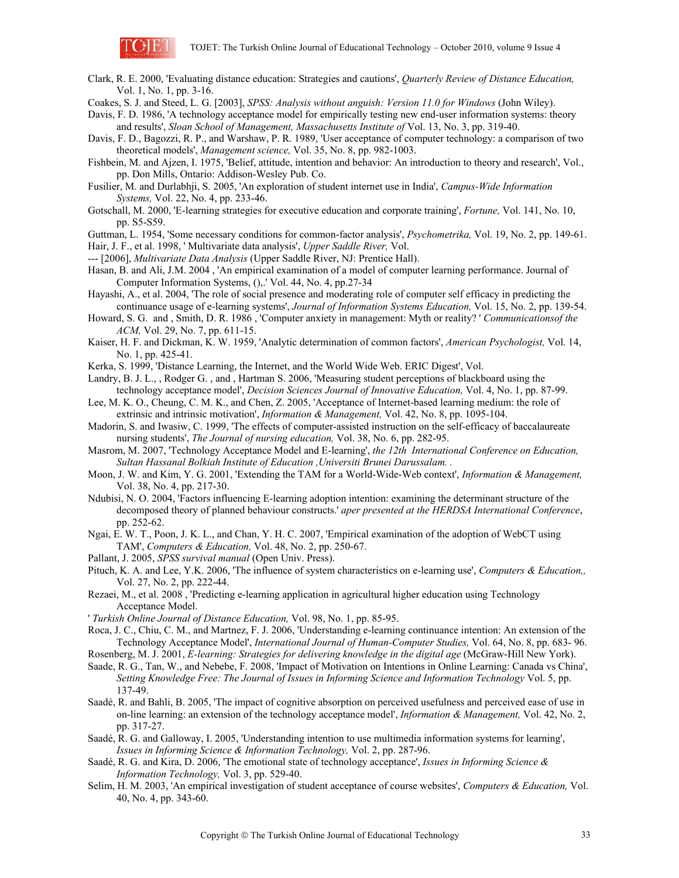Clark, R. E. 2000, 'Evaluating distance education: Strategies and cautions', *Quarterly Review of Distance Education,* Vol. 1, No. 1, pp. 3-16.

Coakes, S. J. and Steed, L. G. [2003], *SPSS: Analysis without anguish: Version 11.0 for Windows* (John Wiley).

Davis, F. D. 1986, 'A technology acceptance model for empirically testing new end-user information systems: theory and results', *Sloan School of Management, Massachusetts Institute of* Vol. 13, No. 3, pp. 319-40.

Davis, F. D., Bagozzi, R. P., and Warshaw, P. R. 1989, 'User acceptance of computer technology: a comparison of two theoretical models', *Management science,* Vol. 35, No. 8, pp. 982-1003.

Fishbein, M. and Ajzen, I. 1975, 'Belief, attitude, intention and behavior: An introduction to theory and research', Vol., pp. Don Mills, Ontario: Addison-Wesley Pub. Co.

Fusilier, M. and Durlabhji, S. 2005, 'An exploration of student internet use in India', *Campus-Wide Information Systems,* Vol. 22, No. 4, pp. 233-46.

Gotschall, M. 2000, 'E-learning strategies for executive education and corporate training', *Fortune,* Vol. 141, No. 10, pp. S5-S59.

Guttman, L. 1954, 'Some necessary conditions for common-factor analysis', *Psychometrika,* Vol. 19, No. 2, pp. 149-61.

Hair, J. F., et al. 1998, ' Multivariate data analysis', *Upper Saddle River,* Vol.

--- [2006], *Multivariate Data Analysis* (Upper Saddle River, NJ: Prentice Hall).

Hasan, B. and Ali, J.M. 2004 , 'An empirical examination of a model of computer learning performance. Journal of Computer Information Systems, (),.' Vol. 44, No. 4, pp.27-34

Hayashi, A., et al. 2004, 'The role of social presence and moderating role of computer self efficacy in predicting the continuance usage of e-learning systems', *Journal of Information Systems Education,* Vol. 15, No. 2, pp. 139-54.

Howard, S. G. and , Smith, D. R. 1986 , 'Computer anxiety in management: Myth or reality? ' *Communicationsof the ACM,* Vol. 29, No. 7, pp. 611-15.

Kaiser, H. F. and Dickman, K. W. 1959, 'Analytic determination of common factors', *American Psychologist,* Vol. 14, No. 1, pp. 425-41.

Kerka, S. 1999, 'Distance Learning, the Internet, and the World Wide Web. ERIC Digest', Vol.

Landry, B. J. L., , Rodger G. , and , Hartman S. 2006, 'Measuring student perceptions of blackboard using the technology acceptance model', *Decision Sciences Journal of Innovative Education,* Vol. 4, No. 1, pp. 87-99.

Lee, M. K. O., Cheung, C. M. K., and Chen, Z. 2005, 'Acceptance of Internet-based learning medium: the role of extrinsic and intrinsic motivation', *Information & Management,* Vol. 42, No. 8, pp. 1095-104.

Madorin, S. and Iwasiw, C. 1999, 'The effects of computer-assisted instruction on the self-efficacy of baccalaureate nursing students', *The Journal of nursing education,* Vol. 38, No. 6, pp. 282-95.

Masrom, M. 2007, 'Technology Acceptance Model and E-learning', *the 12th International Conference on Education, Sultan Hassanal Bolkiah Institute of Education ,Universiti Brunei Darussalam. .*

Moon, J. W. and Kim, Y. G. 2001, 'Extending the TAM for a World-Wide-Web context', *Information & Management,* Vol. 38, No. 4, pp. 217-30.

Ndubisi, N. O. 2004, 'Factors influencing E-learning adoption intention: examining the determinant structure of the decomposed theory of planned behaviour constructs.' *aper presented at the HERDSA International Conference*, pp. 252-62.

Ngai, E. W. T., Poon, J. K. L., and Chan, Y. H. C. 2007, 'Empirical examination of the adoption of WebCT using TAM', *Computers & Education,* Vol. 48, No. 2, pp. 250-67.

Pallant, J. 2005, *SPSS survival manual* (Open Univ. Press).

Pituch, K. A. and Lee, Y.K. 2006, 'The influence of system characteristics on e-learning use', *Computers & Education,,* Vol. 27, No. 2, pp. 222-44.

Rezaei, M., et al. 2008 , 'Predicting e-learning application in agricultural higher education using Technology Acceptance Model.

' *Turkish Online Journal of Distance Education,* Vol. 98, No. 1, pp. 85-95.

Roca, J. C., Chiu, C. M., and Martnez, F. J. 2006, 'Understanding e-learning continuance intention: An extension of the Technology Acceptance Model', *International Journal of Human-Computer Studies,* Vol. 64, No. 8, pp. 683- 96.

Rosenberg, M. J. 2001, *E-learning: Strategies for delivering knowledge in the digital age* (McGraw-Hill New York).

Saade, R. G., Tan, W., and Nebebe, F. 2008, 'Impact of Motivation on Intentions in Online Learning: Canada vs China', *Setting Knowledge Free: The Journal of Issues in Informing Science and Information Technology* Vol. 5, pp. 137-49.

Saadé, R. and Bahli, B. 2005, 'The impact of cognitive absorption on perceived usefulness and perceived ease of use in on-line learning: an extension of the technology acceptance model', *Information & Management,* Vol. 42, No. 2, pp. 317-27.

Saadé, R. G. and Galloway, I. 2005, 'Understanding intention to use multimedia information systems for learning', *Issues in Informing Science & Information Technology,* Vol. 2, pp. 287-96.

Saadé, R. G. and Kira, D. 2006, 'The emotional state of technology acceptance', *Issues in Informing Science & Information Technology,* Vol. 3, pp. 529-40.

Selim, H. M. 2003, 'An empirical investigation of student acceptance of course websites', *Computers & Education,* Vol. 40, No. 4, pp. 343-60.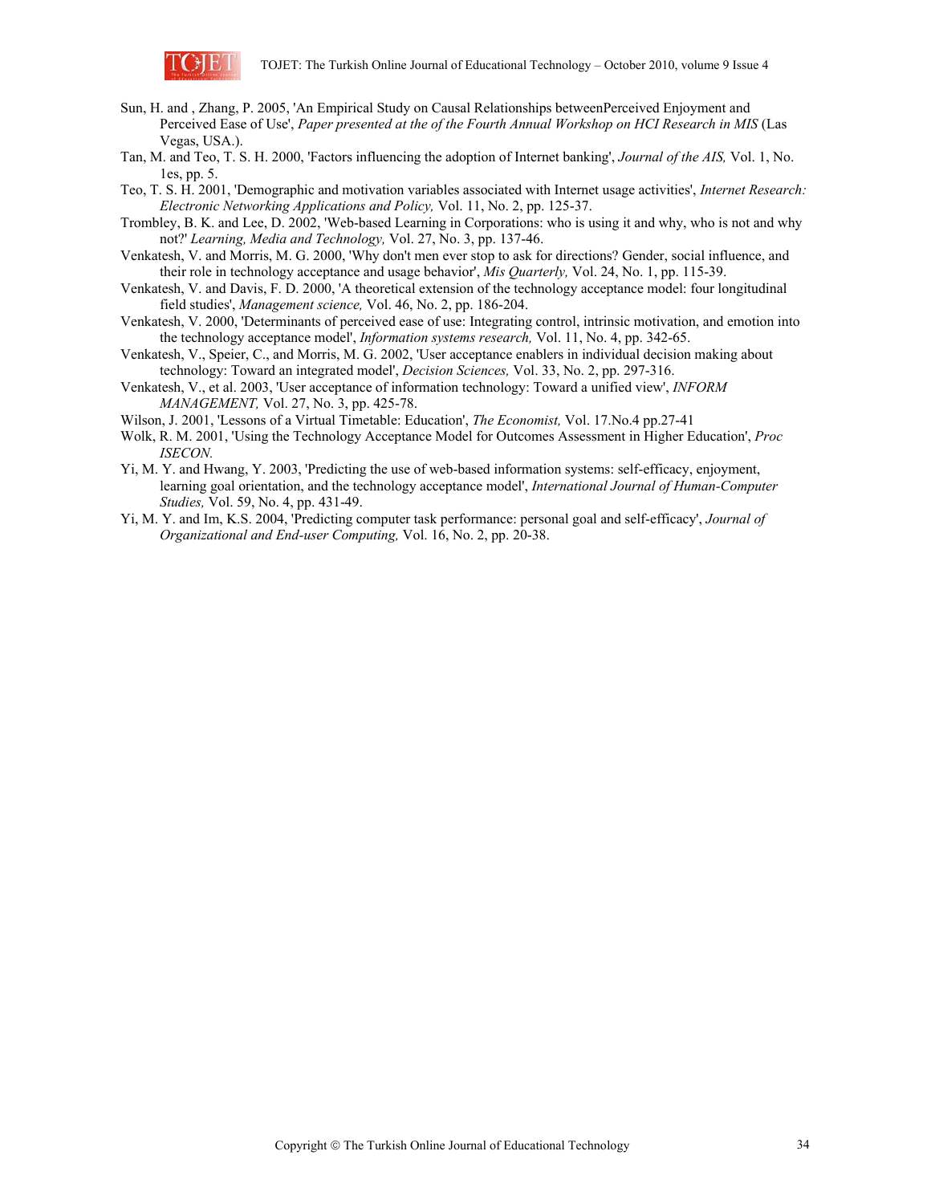Sun, H. and , Zhang, P. 2005, 'An Empirical Study on Causal Relationships betweenPerceived Enjoyment and Perceived Ease of Use', *Paper presented at the of the Fourth Annual Workshop on HCI Research in MIS* (Las Vegas, USA.).

Tan, M. and Teo, T. S. H. 2000, 'Factors influencing the adoption of Internet banking', *Journal of the AIS,* Vol. 1, No. 1es, pp. 5.

Teo, T. S. H. 2001, 'Demographic and motivation variables associated with Internet usage activities', *Internet Research: Electronic Networking Applications and Policy,* Vol. 11, No. 2, pp. 125-37.

Trombley, B. K. and Lee, D. 2002, 'Web-based Learning in Corporations: who is using it and why, who is not and why not?' *Learning, Media and Technology,* Vol. 27, No. 3, pp. 137-46.

Venkatesh, V. and Morris, M. G. 2000, 'Why don't men ever stop to ask for directions? Gender, social influence, and their role in technology acceptance and usage behavior', *Mis Quarterly,* Vol. 24, No. 1, pp. 115-39.

Venkatesh, V. and Davis, F. D. 2000, 'A theoretical extension of the technology acceptance model: four longitudinal field studies', *Management science,* Vol. 46, No. 2, pp. 186-204.

Venkatesh, V. 2000, 'Determinants of perceived ease of use: Integrating control, intrinsic motivation, and emotion into the technology acceptance model', *Information systems research,* Vol. 11, No. 4, pp. 342-65.

Venkatesh, V., Speier, C., and Morris, M. G. 2002, 'User acceptance enablers in individual decision making about technology: Toward an integrated model', *Decision Sciences,* Vol. 33, No. 2, pp. 297-316.

Venkatesh, V., et al. 2003, 'User acceptance of information technology: Toward a unified view', *INFORM MANAGEMENT,* Vol. 27, No. 3, pp. 425-78.

Wilson, J. 2001, 'Lessons of a Virtual Timetable: Education', *The Economist,* Vol. 17.No.4 pp.27-41

Wolk, R. M. 2001, 'Using the Technology Acceptance Model for Outcomes Assessment in Higher Education', *Proc ISECON.*

Yi, M. Y. and Hwang, Y. 2003, 'Predicting the use of web-based information systems: self-efficacy, enjoyment, learning goal orientation, and the technology acceptance model', *International Journal of Human-Computer Studies,* Vol. 59, No. 4, pp. 431-49.

Yi, M. Y. and Im, K.S. 2004, 'Predicting computer task performance: personal goal and self-efficacy', *Journal of Organizational and End-user Computing,* Vol. 16, No. 2, pp. 20-38.